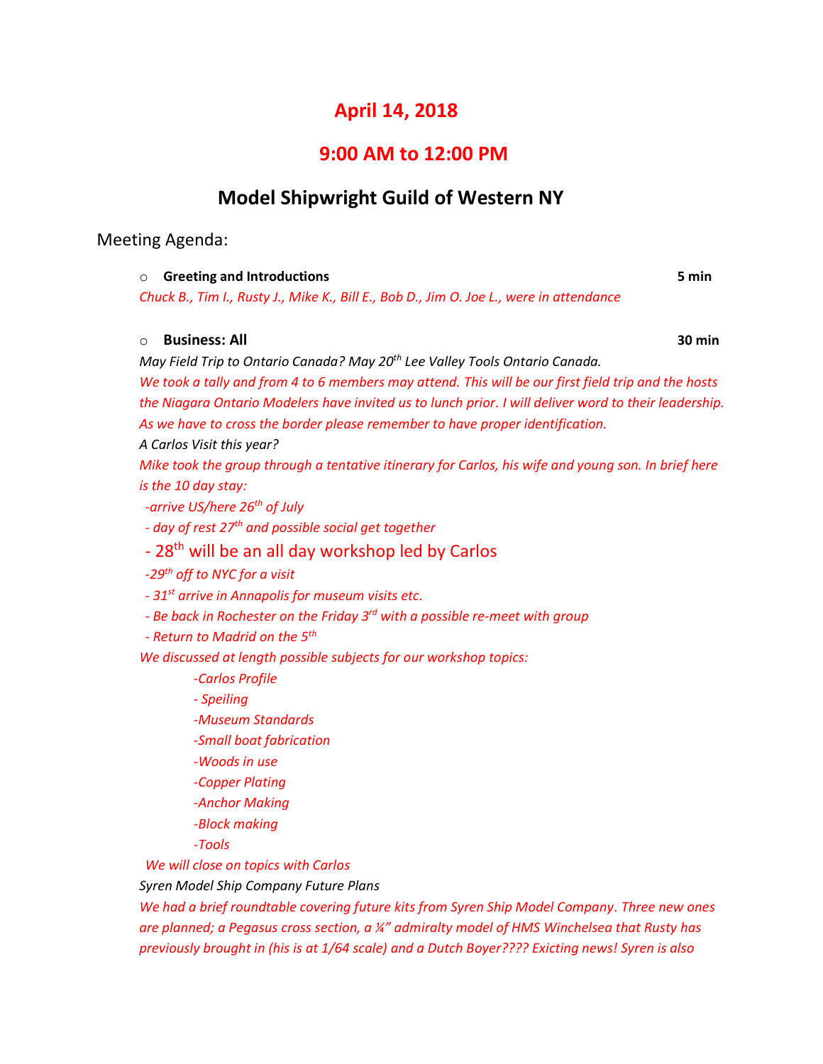# April 14, 2018

## 9:00 AM to 12:00 PM

## Model Shipwright Guild of Western NY

Meeting Agenda:

- **Greeting and Introductions** **5 min**

*Chuck B., Tim I., Rusty J., Mike K., Bill E., Bob D., Jim O. Joe L., were in attendance*

- **Business: All** **30 min**

*May Field Trip to Ontario Canada? May 20th Lee Valley Tools Ontario Canada.*

*We took a tally and from 4 to 6 members may attend. This will be our first field trip and the hosts the Niagara Ontario Modelers have invited us to lunch prior. I will deliver word to their leadership. As we have to cross the border please remember to have proper identification.*

*A Carlos Visit this year?*

*Mike took the group through a tentative itinerary for Carlos, his wife and young son. In brief here is the 10 day stay:*

*-arrive US/here 26th of July*

*- day of rest 27th and possible social get together*

- 28th will be an all day workshop led by Carlos

*-29th off to NYC for a visit*

*- 31st arrive in Annapolis for museum visits etc.*

*- Be back in Rochester on the Friday 3rd with a possible re-meet with group*

*- Return to Madrid on the 5th*

*We discussed at length possible subjects for our workshop topics:*

*-Carlos Profile*

*- Speiling*

*-Museum Standards*

*-Small boat fabrication*

*-Woods in use*

*-Copper Plating*

*-Anchor Making*

*-Block making*

*-Tools*

*We will close on topics with Carlos*

*Syren Model Ship Company Future Plans*

*We had a brief roundtable covering future kits from Syren Ship Model Company. Three new ones are planned; a Pegasus cross section, a ¼" admiralty model of HMS Winchelsea that Rusty has previously brought in (his is at 1/64 scale) and a Dutch Boyer???? Exicting news! Syren is also*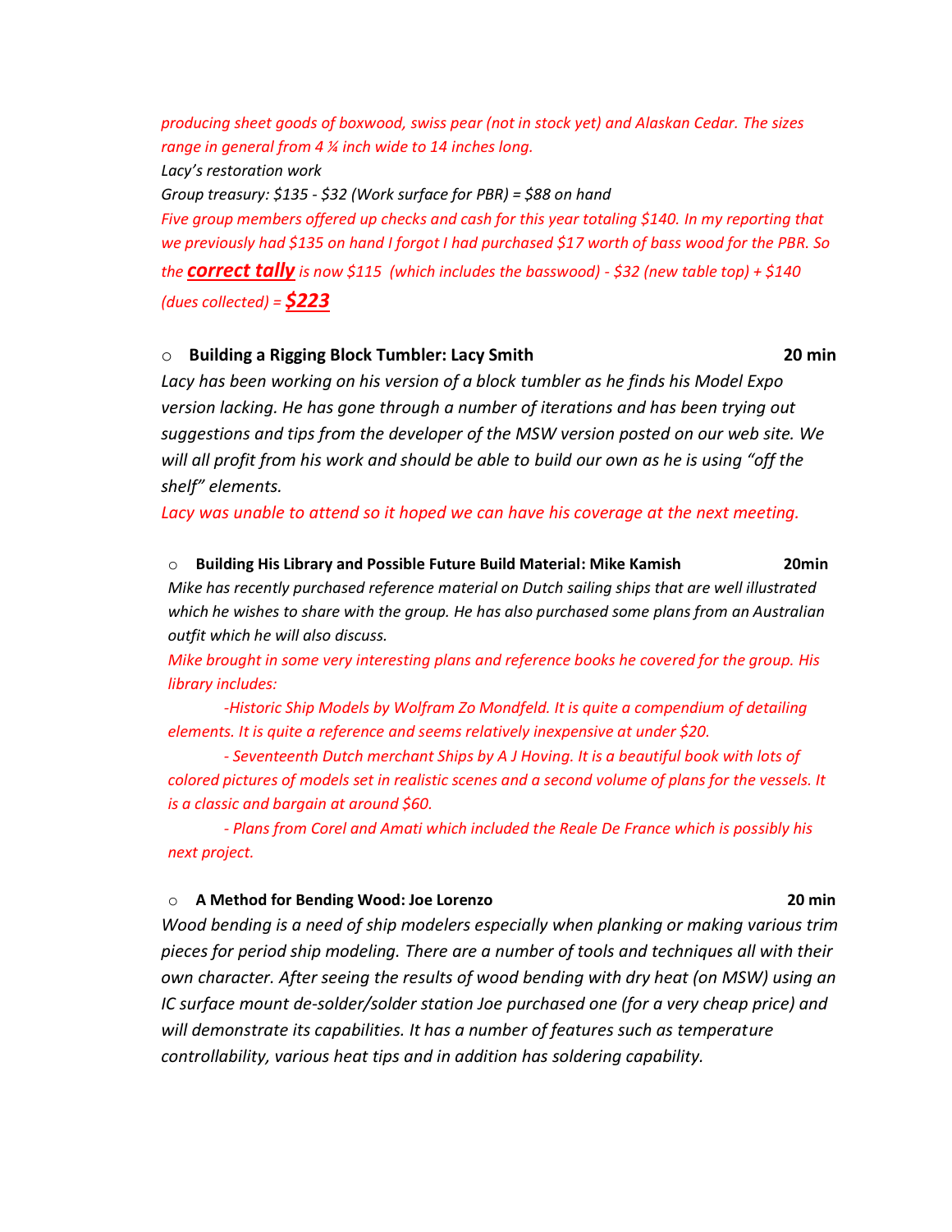*producing sheet goods of boxwood, swiss pear (not in stock yet) and Alaskan Cedar. The sizes range in general from 4 ¼ inch wide to 14 inches long.*

*Lacy's restoration work*

*Group treasury: $135 - $32 (Work surface for PBR) = $88 on hand*

*Five group members offered up checks and cash for this year totaling $140. In my reporting that we previously had $135 on hand I forgot I had purchased $17 worth of bass wood for the PBR. So the **correct tally** is now $115 (which includes the basswood) - $32 (new table top) + $140 (dues collected) = **$223***

- **Building a Rigging Block Tumbler: Lacy Smith** **20 min**

*Lacy has been working on his version of a block tumbler as he finds his Model Expo version lacking. He has gone through a number of iterations and has been trying out suggestions and tips from the developer of the MSW version posted on our web site. We will all profit from his work and should be able to build our own as he is using "off the shelf" elements.*

*Lacy was unable to attend so it hoped we can have his coverage at the next meeting.*

- **Building His Library and Possible Future Build Material: Mike Kamish** **20min**

*Mike has recently purchased reference material on Dutch sailing ships that are well illustrated which he wishes to share with the group. He has also purchased some plans from an Australian outfit which he will also discuss.*

*Mike brought in some very interesting plans and reference books he covered for the group. His library includes:*

*-Historic Ship Models by Wolfram Zo Mondfeld. It is quite a compendium of detailing elements. It is quite a reference and seems relatively inexpensive at under $20.*

*- Seventeenth Dutch merchant Ships by A J Hoving. It is a beautiful book with lots of colored pictures of models set in realistic scenes and a second volume of plans for the vessels. It is a classic and bargain at around $60.*

*- Plans from Corel and Amati which included the Reale De France which is possibly his next project.*

- **A Method for Bending Wood: Joe Lorenzo** **20 min**

*Wood bending is a need of ship modelers especially when planking or making various trim pieces for period ship modeling. There are a number of tools and techniques all with their own character. After seeing the results of wood bending with dry heat (on MSW) using an IC surface mount de-solder/solder station Joe purchased one (for a very cheap price) and will demonstrate its capabilities. It has a number of features such as temperature controllability, various heat tips and in addition has soldering capability.*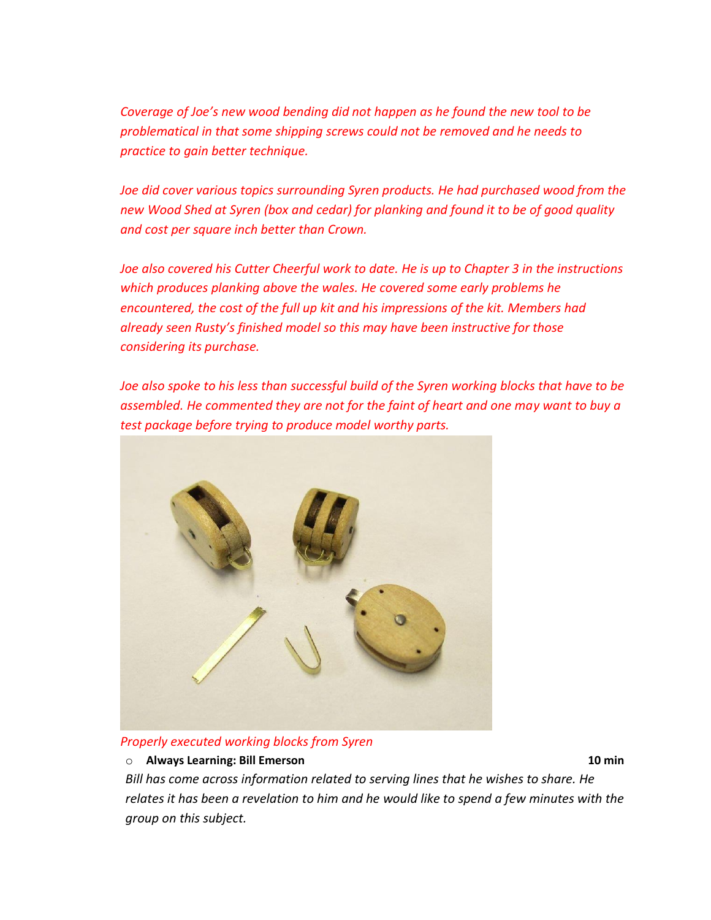*Coverage of Joe's new wood bending did not happen as he found the new tool to be problematical in that some shipping screws could not be removed and he needs to practice to gain better technique.*

*Joe did cover various topics surrounding Syren products. He had purchased wood from the new Wood Shed at Syren (box and cedar) for planking and found it to be of good quality and cost per square inch better than Crown.*

*Joe also covered his Cutter Cheerful work to date. He is up to Chapter 3 in the instructions which produces planking above the wales. He covered some early problems he encountered, the cost of the full up kit and his impressions of the kit. Members had already seen Rusty's finished model so this may have been instructive for those considering its purchase.*

*Joe also spoke to his less than successful build of the Syren working blocks that have to be assembled. He commented they are not for the faint of heart and one may want to buy a test package before trying to produce model worthy parts.*

*Properly executed working blocks from Syren*

- **Always Learning: Bill Emerson** **10 min**

*Bill has come across information related to serving lines that he wishes to share. He relates it has been a revelation to him and he would like to spend a few minutes with the group on this subject.*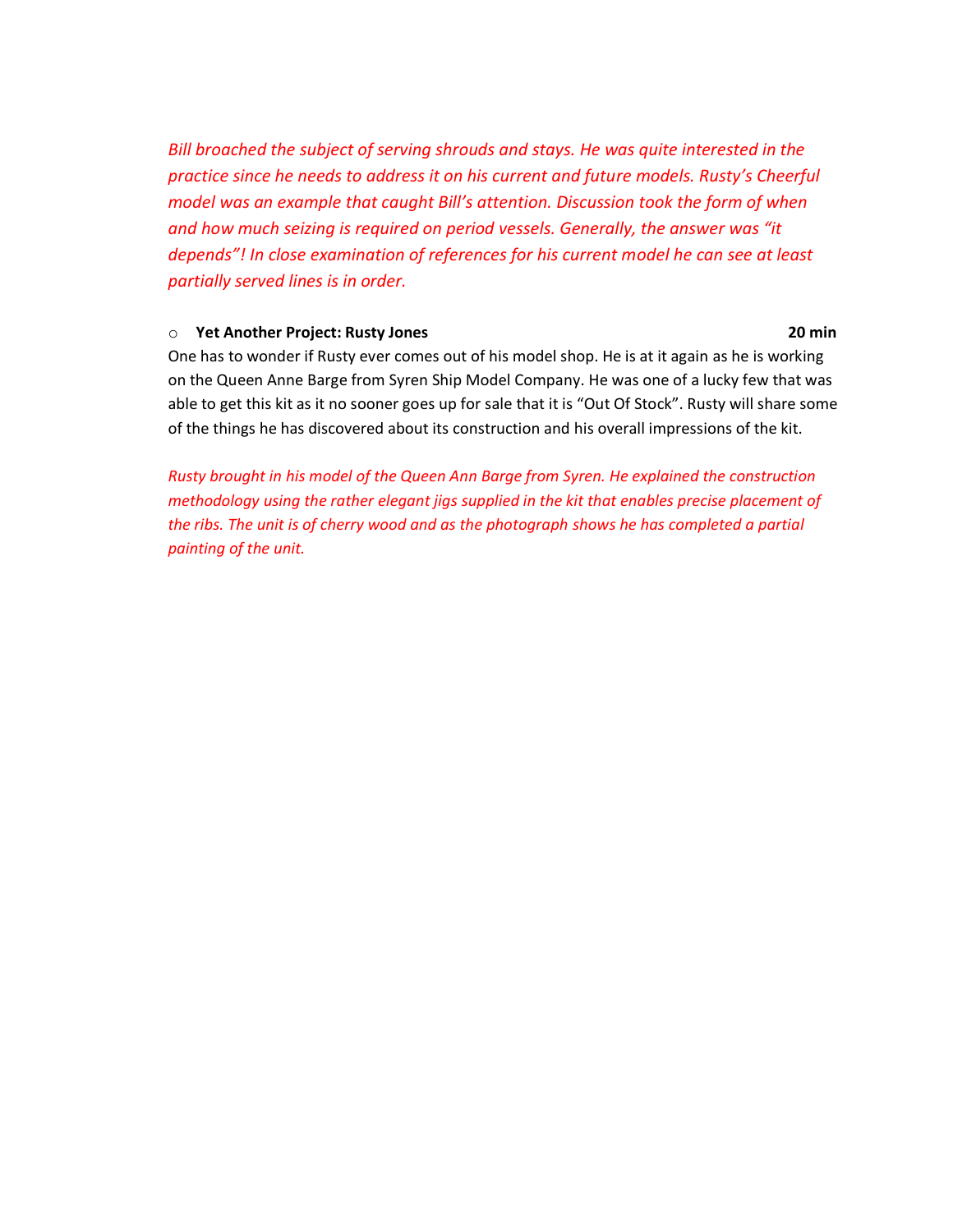*Bill broached the subject of serving shrouds and stays. He was quite interested in the practice since he needs to address it on his current and future models. Rusty's Cheerful model was an example that caught Bill's attention. Discussion took the form of when and how much seizing is required on period vessels. Generally, the answer was "it depends"! In close examination of references for his current model he can see at least partially served lines is in order.*

- **Yet Another Project: Rusty Jones** **20 min**

One has to wonder if Rusty ever comes out of his model shop. He is at it again as he is working on the Queen Anne Barge from Syren Ship Model Company. He was one of a lucky few that was able to get this kit as it no sooner goes up for sale that it is "Out Of Stock". Rusty will share some of the things he has discovered about its construction and his overall impressions of the kit.

*Rusty brought in his model of the Queen Ann Barge from Syren. He explained the construction methodology using the rather elegant jigs supplied in the kit that enables precise placement of the ribs. The unit is of cherry wood and as the photograph shows he has completed a partial painting of the unit.*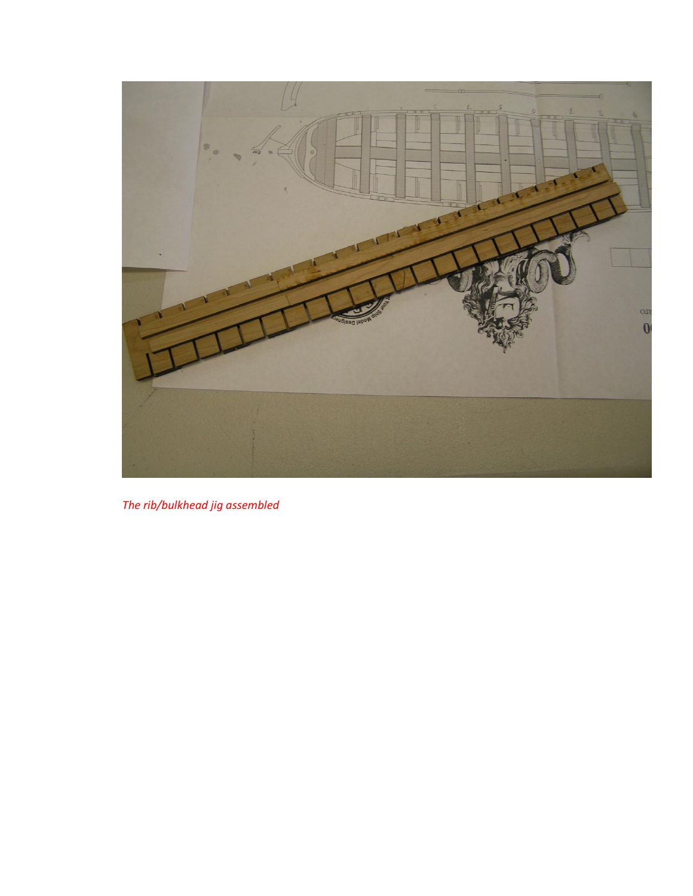*The rib/bulkhead jig assembled*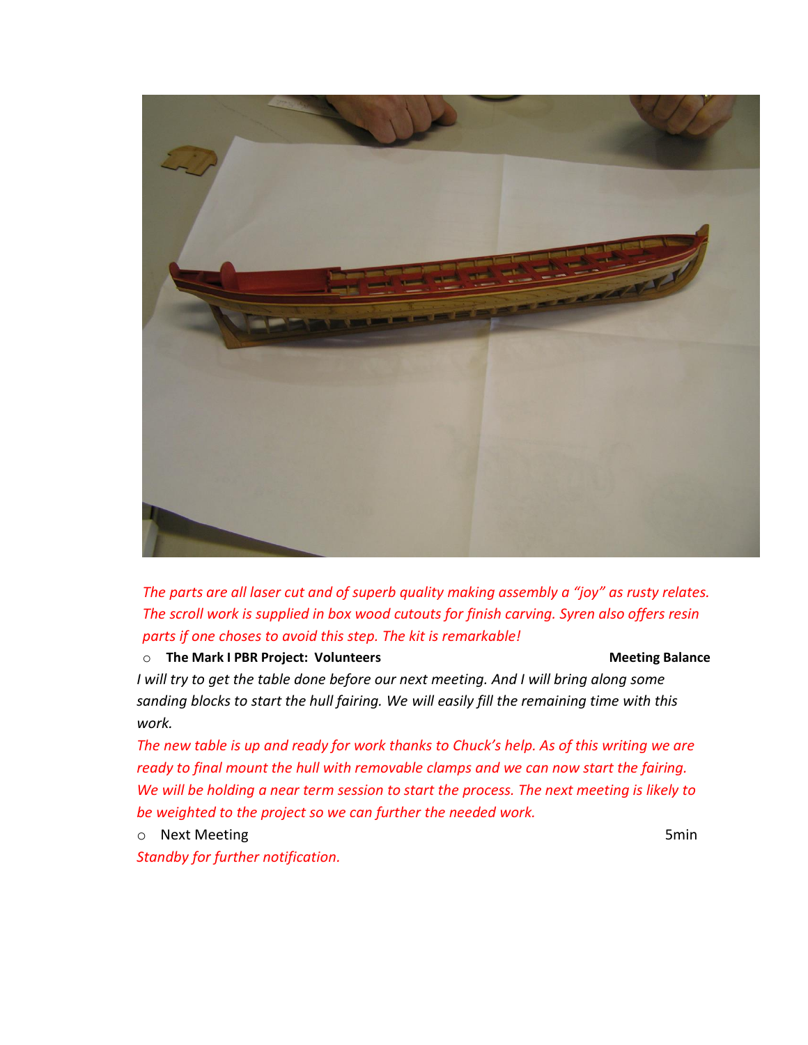*The parts are all laser cut and of superb quality making assembly a "joy" as rusty relates. The scroll work is supplied in box wood cutouts for finish carving. Syren also offers resin parts if one choses to avoid this step. The kit is remarkable!*

- **The Mark I PBR Project: Volunteers** **Meeting Balance**

*I will try to get the table done before our next meeting. And I will bring along some sanding blocks to start the hull fairing. We will easily fill the remaining time with this work.*

*The new table is up and ready for work thanks to Chuck's help. As of this writing we are ready to final mount the hull with removable clamps and we can now start the fairing. We will be holding a near term session to start the process. The next meeting is likely to be weighted to the project so we can further the needed work.*

- Next Meeting 5min

*Standby for further notification.*